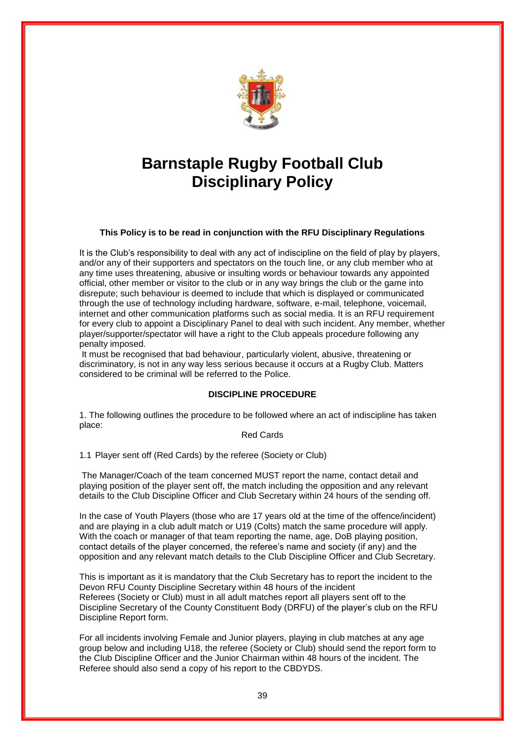# Barnstaple Rugby Football Club Disciplinary Policy

**This Policy is to be read in conjunction with the RFU Disciplinary Regulations**

It is the Club's responsibility to deal with any act of indiscipline on the field of play by players, and/or any of their supporters and spectators on the touch line, or any club member who at any time uses threatening, abusive or insulting words or behaviour towards any appointed official, other member or visitor to the club or in any way brings the club or the game into disrepute; such behaviour is deemed to include that which is displayed or communicated through the use of technology including hardware, software, e-mail, telephone, voicemail, internet and other communication platforms such as social media. It is an RFU requirement for every club to appoint a Disciplinary Panel to deal with such incident. Any member, whether player/supporter/spectator will have a right to the Club appeals procedure following any penalty imposed.

It must be recognised that bad behaviour, particularly violent, abusive, threatening or discriminatory, is not in any way less serious because it occurs at a Rugby Club. Matters considered to be criminal will be referred to the Police.

## DISCIPLINE PROCEDURE

1. The following outlines the procedure to be followed where an act of indiscipline has taken place:

Red Cards

1.1 Player sent off (Red Cards) by the referee (Society or Club)

The Manager/Coach of the team concerned MUST report the name, contact detail and playing position of the player sent off, the match including the opposition and any relevant details to the Club Discipline Officer and Club Secretary within 24 hours of the sending off.

In the case of Youth Players (those who are 17 years old at the time of the offence/incident) and are playing in a club adult match or U19 (Colts) match the same procedure will apply. With the coach or manager of that team reporting the name, age, DoB playing position, contact details of the player concerned, the referee's name and society (if any) and the opposition and any relevant match details to the Club Discipline Officer and Club Secretary.

This is important as it is mandatory that the Club Secretary has to report the incident to the Devon RFU County Discipline Secretary within 48 hours of the incident
Referees (Society or Club) must in all adult matches report all players sent off to the Discipline Secretary of the County Constituent Body (DRFU) of the player's club on the RFU Discipline Report form.

For all incidents involving Female and Junior players, playing in club matches at any age group below and including U18, the referee (Society or Club) should send the report form to the Club Discipline Officer and the Junior Chairman within 48 hours of the incident. The Referee should also send a copy of his report to the CBDYDS.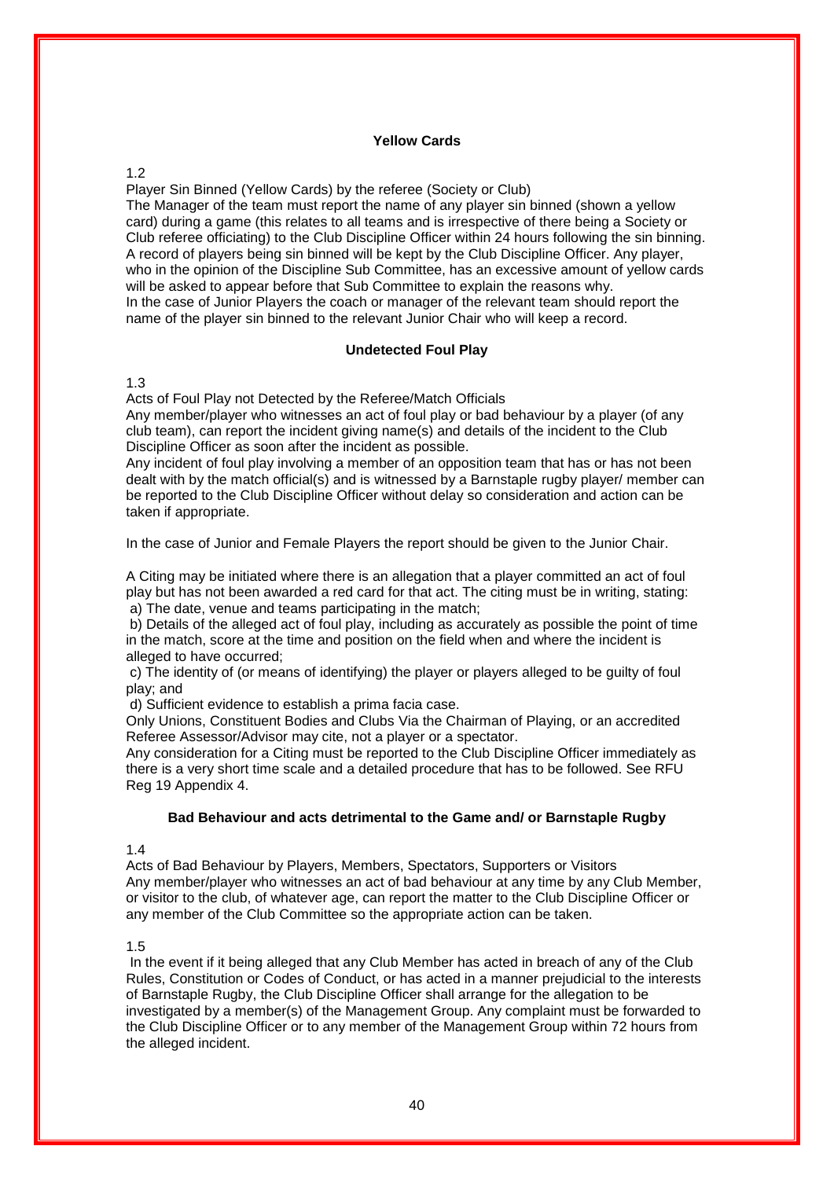### Yellow Cards

1.2

Player Sin Binned (Yellow Cards) by the referee (Society or Club)

The Manager of the team must report the name of any player sin binned (shown a yellow card) during a game (this relates to all teams and is irrespective of there being a Society or Club referee officiating) to the Club Discipline Officer within 24 hours following the sin binning. A record of players being sin binned will be kept by the Club Discipline Officer. Any player, who in the opinion of the Discipline Sub Committee, has an excessive amount of yellow cards will be asked to appear before that Sub Committee to explain the reasons why.

In the case of Junior Players the coach or manager of the relevant team should report the name of the player sin binned to the relevant Junior Chair who will keep a record.

### Undetected Foul Play

1.3

Acts of Foul Play not Detected by the Referee/Match Officials

Any member/player who witnesses an act of foul play or bad behaviour by a player (of any club team), can report the incident giving name(s) and details of the incident to the Club Discipline Officer as soon after the incident as possible.

Any incident of foul play involving a member of an opposition team that has or has not been dealt with by the match official(s) and is witnessed by a Barnstaple rugby player/ member can be reported to the Club Discipline Officer without delay so consideration and action can be taken if appropriate.

In the case of Junior and Female Players the report should be given to the Junior Chair.

A Citing may be initiated where there is an allegation that a player committed an act of foul play but has not been awarded a red card for that act. The citing must be in writing, stating:

a) The date, venue and teams participating in the match;

b) Details of the alleged act of foul play, including as accurately as possible the point of time in the match, score at the time and position on the field when and where the incident is alleged to have occurred;

c) The identity of (or means of identifying) the player or players alleged to be guilty of foul play; and

d) Sufficient evidence to establish a prima facia case.

Only Unions, Constituent Bodies and Clubs Via the Chairman of Playing, or an accredited Referee Assessor/Advisor may cite, not a player or a spectator.

Any consideration for a Citing must be reported to the Club Discipline Officer immediately as there is a very short time scale and a detailed procedure that has to be followed. See RFU Reg 19 Appendix 4.

### Bad Behaviour and acts detrimental to the Game and/ or Barnstaple Rugby

1.4

Acts of Bad Behaviour by Players, Members, Spectators, Supporters or Visitors

Any member/player who witnesses an act of bad behaviour at any time by any Club Member, or visitor to the club, of whatever age, can report the matter to the Club Discipline Officer or any member of the Club Committee so the appropriate action can be taken.

1.5

In the event if it being alleged that any Club Member has acted in breach of any of the Club Rules, Constitution or Codes of Conduct, or has acted in a manner prejudicial to the interests of Barnstaple Rugby, the Club Discipline Officer shall arrange for the allegation to be investigated by a member(s) of the Management Group. Any complaint must be forwarded to the Club Discipline Officer or to any member of the Management Group within 72 hours from the alleged incident.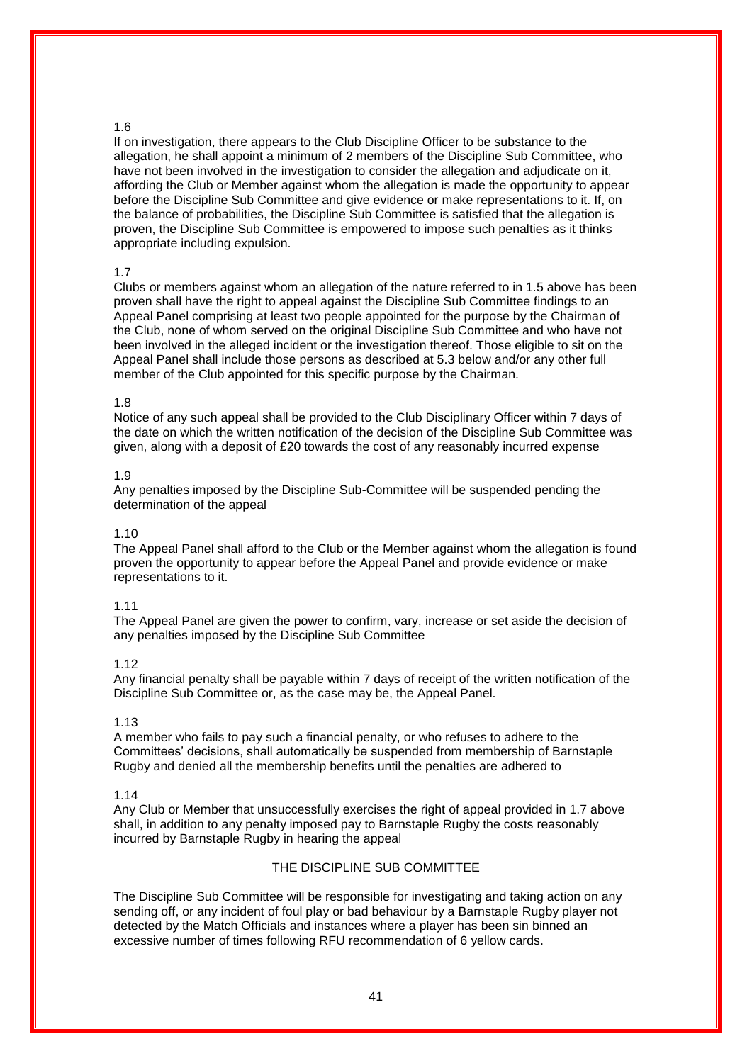1.6

If on investigation, there appears to the Club Discipline Officer to be substance to the allegation, he shall appoint a minimum of 2 members of the Discipline Sub Committee, who have not been involved in the investigation to consider the allegation and adjudicate on it, affording the Club or Member against whom the allegation is made the opportunity to appear before the Discipline Sub Committee and give evidence or make representations to it. If, on the balance of probabilities, the Discipline Sub Committee is satisfied that the allegation is proven, the Discipline Sub Committee is empowered to impose such penalties as it thinks appropriate including expulsion.

1.7

Clubs or members against whom an allegation of the nature referred to in 1.5 above has been proven shall have the right to appeal against the Discipline Sub Committee findings to an Appeal Panel comprising at least two people appointed for the purpose by the Chairman of the Club, none of whom served on the original Discipline Sub Committee and who have not been involved in the alleged incident or the investigation thereof. Those eligible to sit on the Appeal Panel shall include those persons as described at 5.3 below and/or any other full member of the Club appointed for this specific purpose by the Chairman.

1.8

Notice of any such appeal shall be provided to the Club Disciplinary Officer within 7 days of the date on which the written notification of the decision of the Discipline Sub Committee was given, along with a deposit of £20 towards the cost of any reasonably incurred expense

1.9

Any penalties imposed by the Discipline Sub-Committee will be suspended pending the determination of the appeal

1.10

The Appeal Panel shall afford to the Club or the Member against whom the allegation is found proven the opportunity to appear before the Appeal Panel and provide evidence or make representations to it.

1.11

The Appeal Panel are given the power to confirm, vary, increase or set aside the decision of any penalties imposed by the Discipline Sub Committee

1.12

Any financial penalty shall be payable within 7 days of receipt of the written notification of the Discipline Sub Committee or, as the case may be, the Appeal Panel.

1.13

A member who fails to pay such a financial penalty, or who refuses to adhere to the Committees' decisions, shall automatically be suspended from membership of Barnstaple Rugby and denied all the membership benefits until the penalties are adhered to

1.14

Any Club or Member that unsuccessfully exercises the right of appeal provided in 1.7 above shall, in addition to any penalty imposed pay to Barnstaple Rugby the costs reasonably incurred by Barnstaple Rugby in hearing the appeal

## THE DISCIPLINE SUB COMMITTEE

The Discipline Sub Committee will be responsible for investigating and taking action on any sending off, or any incident of foul play or bad behaviour by a Barnstaple Rugby player not detected by the Match Officials and instances where a player has been sin binned an excessive number of times following RFU recommendation of 6 yellow cards.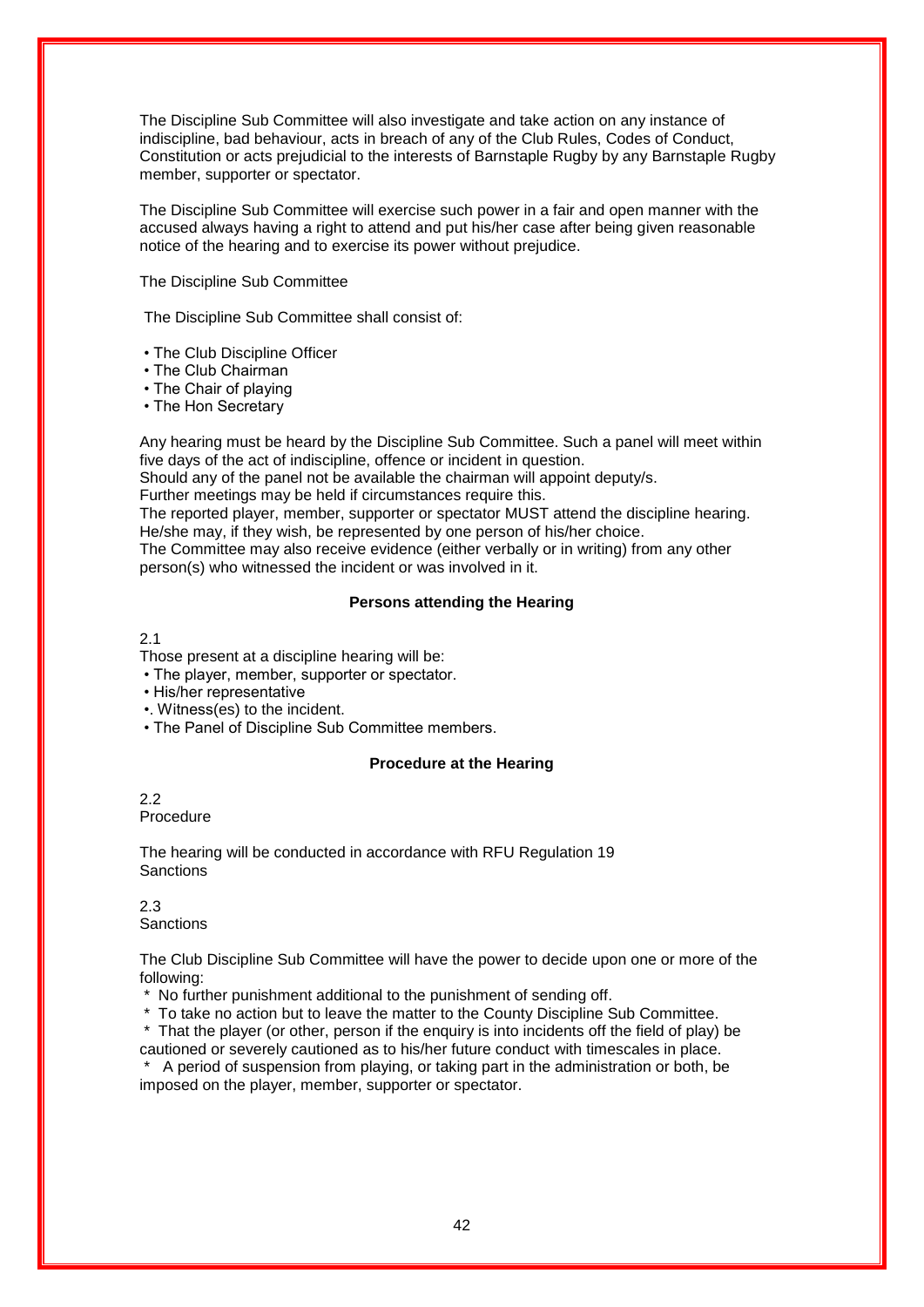The Discipline Sub Committee will also investigate and take action on any instance of indiscipline, bad behaviour, acts in breach of any of the Club Rules, Codes of Conduct, Constitution or acts prejudicial to the interests of Barnstaple Rugby by any Barnstaple Rugby member, supporter or spectator.

The Discipline Sub Committee will exercise such power in a fair and open manner with the accused always having a right to attend and put his/her case after being given reasonable notice of the hearing and to exercise its power without prejudice.

The Discipline Sub Committee

The Discipline Sub Committee shall consist of:

- The Club Discipline Officer
- The Club Chairman
- The Chair of playing
- The Hon Secretary

Any hearing must be heard by the Discipline Sub Committee. Such a panel will meet within five days of the act of indiscipline, offence or incident in question.
Should any of the panel not be available the chairman will appoint deputy/s.
Further meetings may be held if circumstances require this.
The reported player, member, supporter or spectator MUST attend the discipline hearing. He/she may, if they wish, be represented by one person of his/her choice.
The Committee may also receive evidence (either verbally or in writing) from any other person(s) who witnessed the incident or was involved in it.

**Persons attending the Hearing**

2.1
Those present at a discipline hearing will be:

- The player, member, supporter or spectator.
- His/her representative
- . Witness(es) to the incident.
- The Panel of Discipline Sub Committee members.

**Procedure at the Hearing**

2.2
Procedure

The hearing will be conducted in accordance with RFU Regulation 19
Sanctions

2.3
Sanctions

The Club Discipline Sub Committee will have the power to decide upon one or more of the following:

\* No further punishment additional to the punishment of sending off.
\* To take no action but to leave the matter to the County Discipline Sub Committee.
\* That the player (or other, person if the enquiry is into incidents off the field of play) be cautioned or severely cautioned as to his/her future conduct with timescales in place.
\* A period of suspension from playing, or taking part in the administration or both, be imposed on the player, member, supporter or spectator.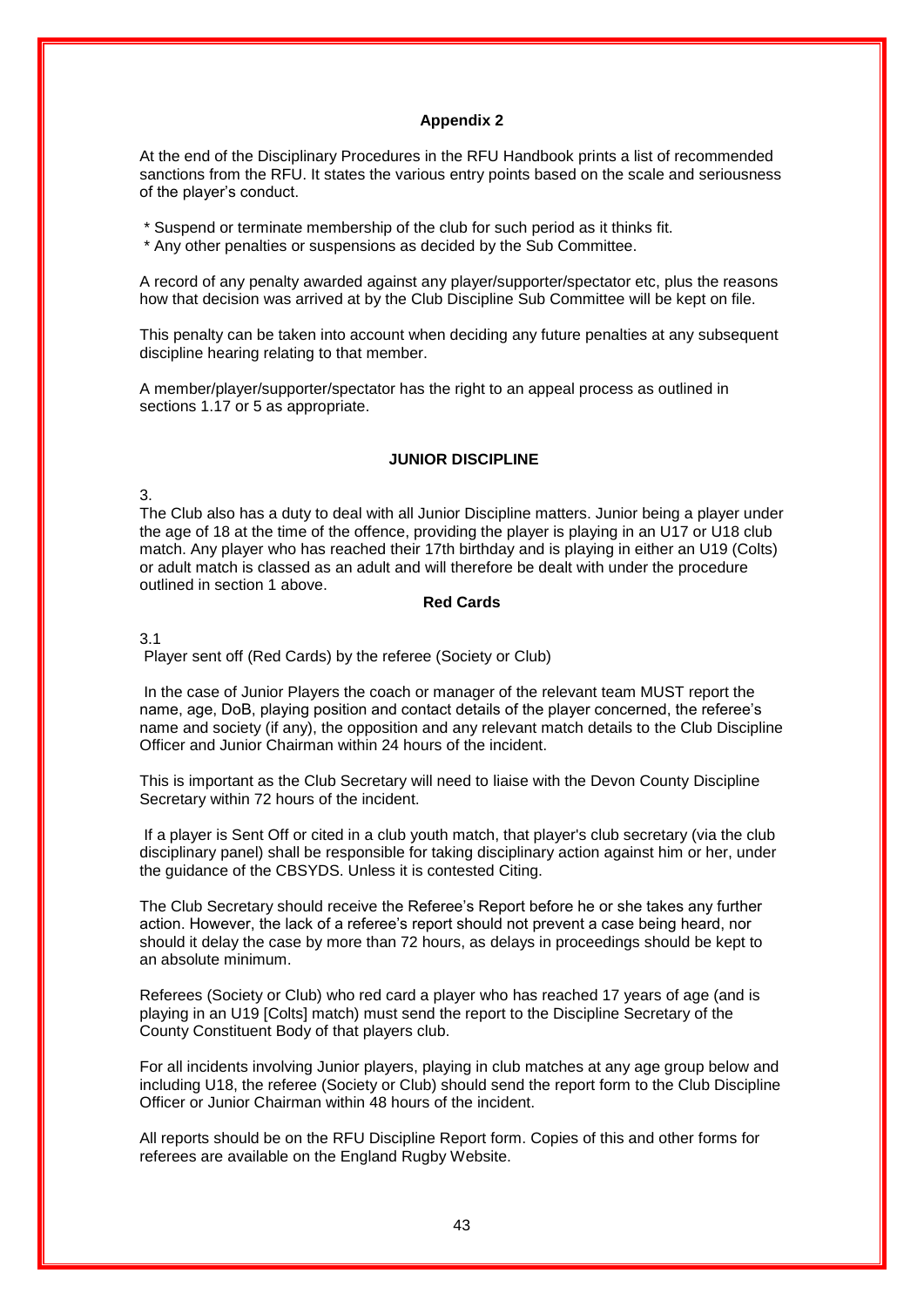## Appendix 2

At the end of the Disciplinary Procedures in the RFU Handbook prints a list of recommended sanctions from the RFU. It states the various entry points based on the scale and seriousness of the player's conduct.

* Suspend or terminate membership of the club for such period as it thinks fit.
* Any other penalties or suspensions as decided by the Sub Committee.

A record of any penalty awarded against any player/supporter/spectator etc, plus the reasons how that decision was arrived at by the Club Discipline Sub Committee will be kept on file.

This penalty can be taken into account when deciding any future penalties at any subsequent discipline hearing relating to that member.

A member/player/supporter/spectator has the right to an appeal process as outlined in sections 1.17 or 5 as appropriate.

## JUNIOR DISCIPLINE

3.

The Club also has a duty to deal with all Junior Discipline matters. Junior being a player under the age of 18 at the time of the offence, providing the player is playing in an U17 or U18 club match. Any player who has reached their 17th birthday and is playing in either an U19 (Colts) or adult match is classed as an adult and will therefore be dealt with under the procedure outlined in section 1 above.

### Red Cards

3.1

Player sent off (Red Cards) by the referee (Society or Club)

In the case of Junior Players the coach or manager of the relevant team MUST report the name, age, DoB, playing position and contact details of the player concerned, the referee's name and society (if any), the opposition and any relevant match details to the Club Discipline Officer and Junior Chairman within 24 hours of the incident.

This is important as the Club Secretary will need to liaise with the Devon County Discipline Secretary within 72 hours of the incident.

If a player is Sent Off or cited in a club youth match, that player's club secretary (via the club disciplinary panel) shall be responsible for taking disciplinary action against him or her, under the guidance of the CBSYDS. Unless it is contested Citing.

The Club Secretary should receive the Referee's Report before he or she takes any further action. However, the lack of a referee's report should not prevent a case being heard, nor should it delay the case by more than 72 hours, as delays in proceedings should be kept to an absolute minimum.

Referees (Society or Club) who red card a player who has reached 17 years of age (and is playing in an U19 [Colts] match) must send the report to the Discipline Secretary of the County Constituent Body of that players club.

For all incidents involving Junior players, playing in club matches at any age group below and including U18, the referee (Society or Club) should send the report form to the Club Discipline Officer or Junior Chairman within 48 hours of the incident.

All reports should be on the RFU Discipline Report form. Copies of this and other forms for referees are available on the England Rugby Website.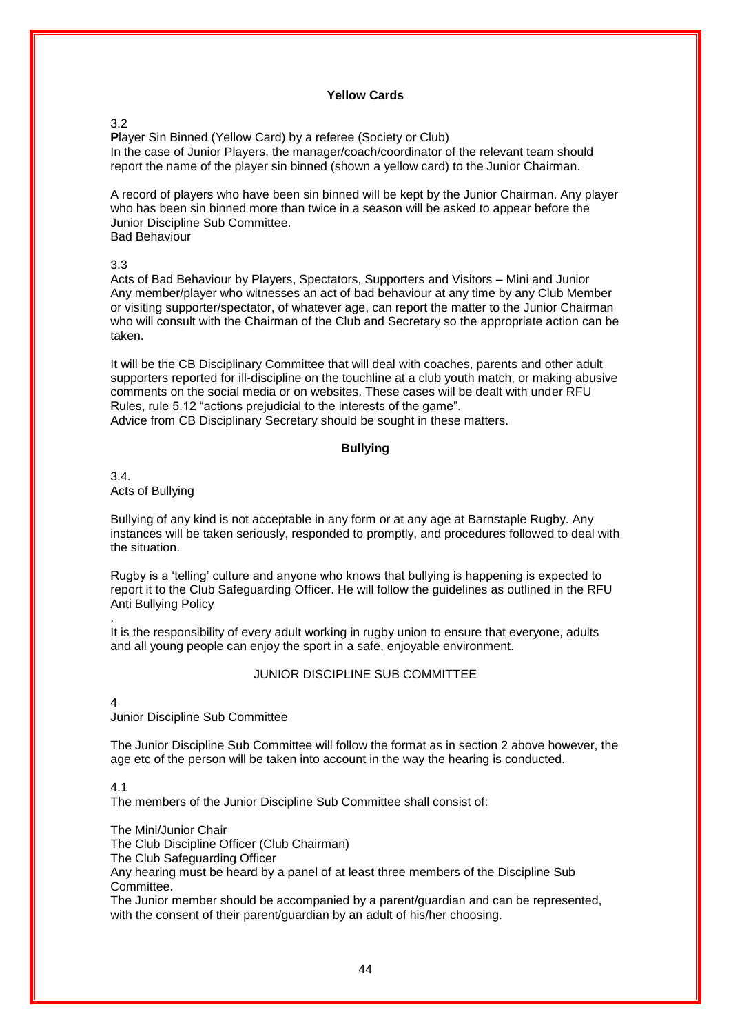## Yellow Cards

3.2

**P**layer Sin Binned (Yellow Card) by a referee (Society or Club)
In the case of Junior Players, the manager/coach/coordinator of the relevant team should report the name of the player sin binned (shown a yellow card) to the Junior Chairman.

A record of players who have been sin binned will be kept by the Junior Chairman. Any player who has been sin binned more than twice in a season will be asked to appear before the Junior Discipline Sub Committee.
Bad Behaviour

3.3

Acts of Bad Behaviour by Players, Spectators, Supporters and Visitors – Mini and Junior
Any member/player who witnesses an act of bad behaviour at any time by any Club Member or visiting supporter/spectator, of whatever age, can report the matter to the Junior Chairman who will consult with the Chairman of the Club and Secretary so the appropriate action can be taken.

It will be the CB Disciplinary Committee that will deal with coaches, parents and other adult supporters reported for ill-discipline on the touchline at a club youth match, or making abusive comments on the social media or on websites. These cases will be dealt with under RFU Rules, rule 5.12 "actions prejudicial to the interests of the game".
Advice from CB Disciplinary Secretary should be sought in these matters.

## Bullying

3.4.
Acts of Bullying

Bullying of any kind is not acceptable in any form or at any age at Barnstaple Rugby. Any instances will be taken seriously, responded to promptly, and procedures followed to deal with the situation.

Rugby is a 'telling' culture and anyone who knows that bullying is happening is expected to report it to the Club Safeguarding Officer. He will follow the guidelines as outlined in the RFU Anti Bullying Policy

.
It is the responsibility of every adult working in rugby union to ensure that everyone, adults and all young people can enjoy the sport in a safe, enjoyable environment.

## JUNIOR DISCIPLINE SUB COMMITTEE

4
Junior Discipline Sub Committee

The Junior Discipline Sub Committee will follow the format as in section 2 above however, the age etc of the person will be taken into account in the way the hearing is conducted.

4.1
The members of the Junior Discipline Sub Committee shall consist of:

The Mini/Junior Chair
The Club Discipline Officer (Club Chairman)
The Club Safeguarding Officer
Any hearing must be heard by a panel of at least three members of the Discipline Sub Committee.
The Junior member should be accompanied by a parent/guardian and can be represented, with the consent of their parent/guardian by an adult of his/her choosing.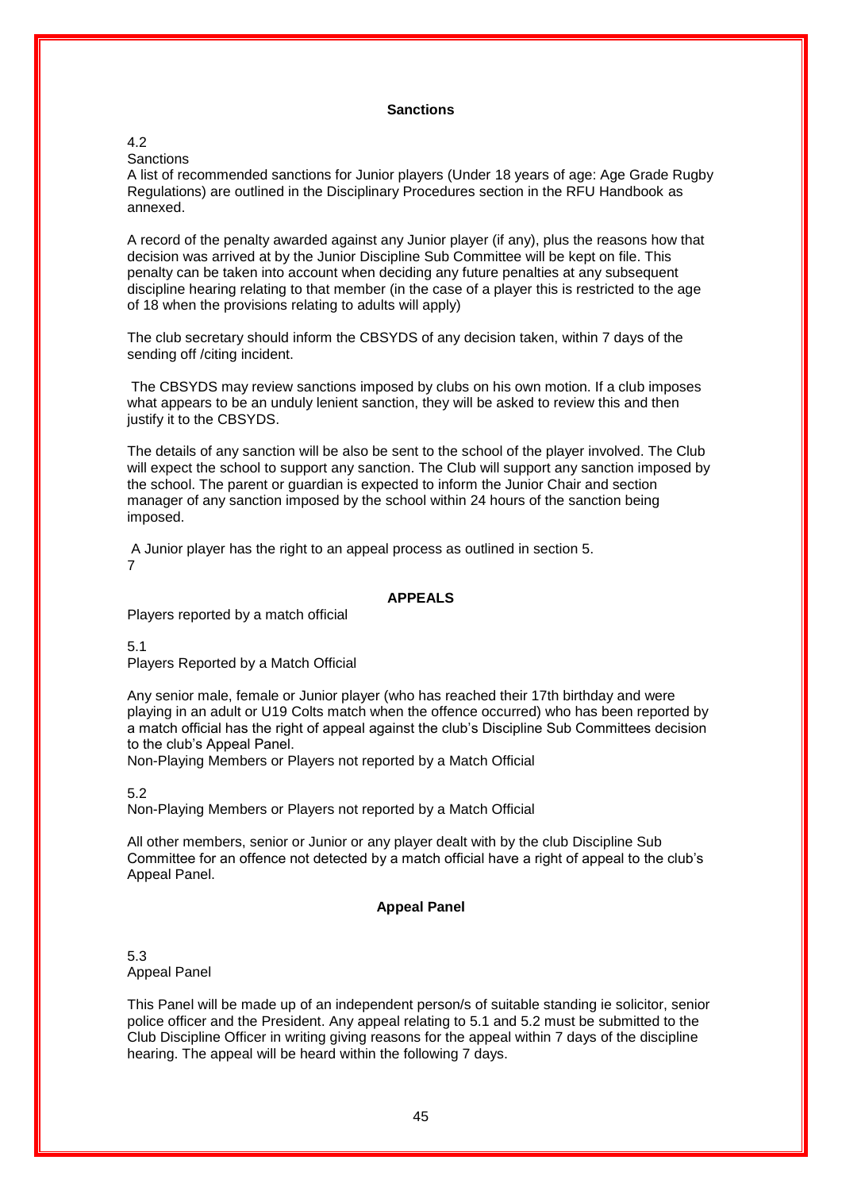## Sanctions

4.2
Sanctions
A list of recommended sanctions for Junior players (Under 18 years of age: Age Grade Rugby Regulations) are outlined in the Disciplinary Procedures section in the RFU Handbook as annexed.

A record of the penalty awarded against any Junior player (if any), plus the reasons how that decision was arrived at by the Junior Discipline Sub Committee will be kept on file. This penalty can be taken into account when deciding any future penalties at any subsequent discipline hearing relating to that member (in the case of a player this is restricted to the age of 18 when the provisions relating to adults will apply)

The club secretary should inform the CBSYDS of any decision taken, within 7 days of the sending off /citing incident.

The CBSYDS may review sanctions imposed by clubs on his own motion. If a club imposes what appears to be an unduly lenient sanction, they will be asked to review this and then justify it to the CBSYDS.

The details of any sanction will be also be sent to the school of the player involved. The Club will expect the school to support any sanction. The Club will support any sanction imposed by the school. The parent or guardian is expected to inform the Junior Chair and section manager of any sanction imposed by the school within 24 hours of the sanction being imposed.

A Junior player has the right to an appeal process as outlined in section 5.
7

## APPEALS

Players reported by a match official

5.1
Players Reported by a Match Official

Any senior male, female or Junior player (who has reached their 17th birthday and were playing in an adult or U19 Colts match when the offence occurred) who has been reported by a match official has the right of appeal against the club's Discipline Sub Committees decision to the club's Appeal Panel.
Non-Playing Members or Players not reported by a Match Official

5.2
Non-Playing Members or Players not reported by a Match Official

All other members, senior or Junior or any player dealt with by the club Discipline Sub Committee for an offence not detected by a match official have a right of appeal to the club's Appeal Panel.

## Appeal Panel

5.3
Appeal Panel

This Panel will be made up of an independent person/s of suitable standing ie solicitor, senior police officer and the President. Any appeal relating to 5.1 and 5.2 must be submitted to the Club Discipline Officer in writing giving reasons for the appeal within 7 days of the discipline hearing. The appeal will be heard within the following 7 days.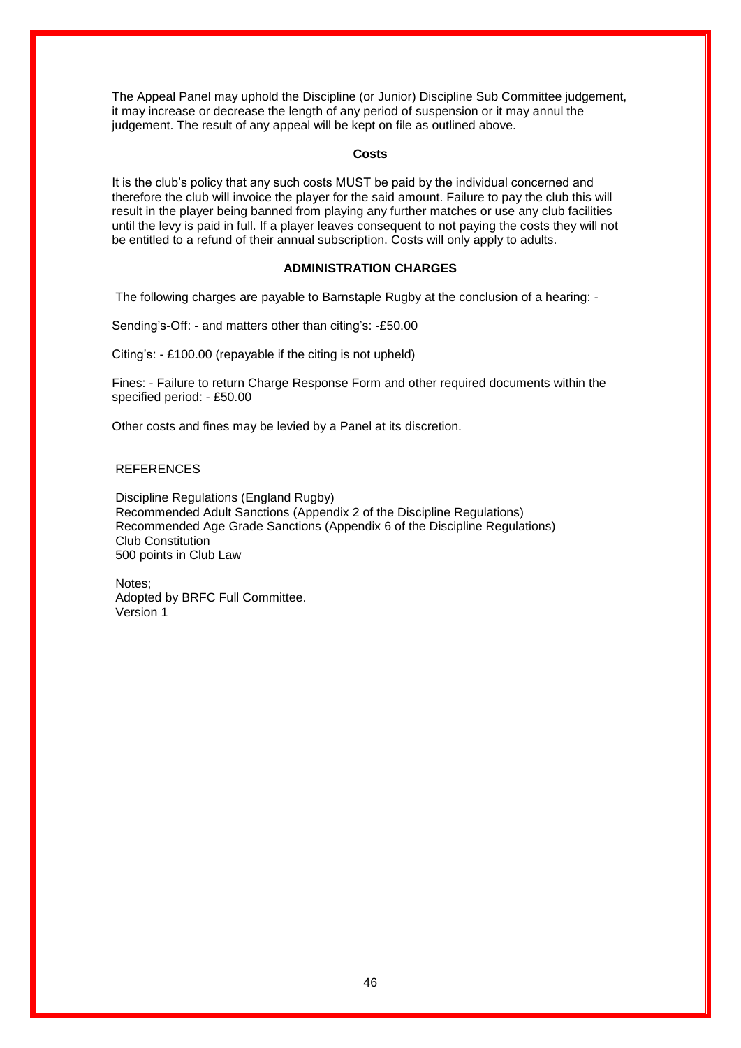The Appeal Panel may uphold the Discipline (or Junior) Discipline Sub Committee judgement, it may increase or decrease the length of any period of suspension or it may annul the judgement. The result of any appeal will be kept on file as outlined above.

### Costs

It is the club's policy that any such costs MUST be paid by the individual concerned and therefore the club will invoice the player for the said amount. Failure to pay the club this will result in the player being banned from playing any further matches or use any club facilities until the levy is paid in full. If a player leaves consequent to not paying the costs they will not be entitled to a refund of their annual subscription. Costs will only apply to adults.

### ADMINISTRATION CHARGES

The following charges are payable to Barnstaple Rugby at the conclusion of a hearing: -

Sending's-Off: - and matters other than citing's: -£50.00

Citing's: - £100.00 (repayable if the citing is not upheld)

Fines: - Failure to return Charge Response Form and other required documents within the specified period: - £50.00

Other costs and fines may be levied by a Panel at its discretion.

REFERENCES

Discipline Regulations (England Rugby)
Recommended Adult Sanctions (Appendix 2 of the Discipline Regulations)
Recommended Age Grade Sanctions (Appendix 6 of the Discipline Regulations)
Club Constitution
500 points in Club Law

Notes;
Adopted by BRFC Full Committee.
Version 1